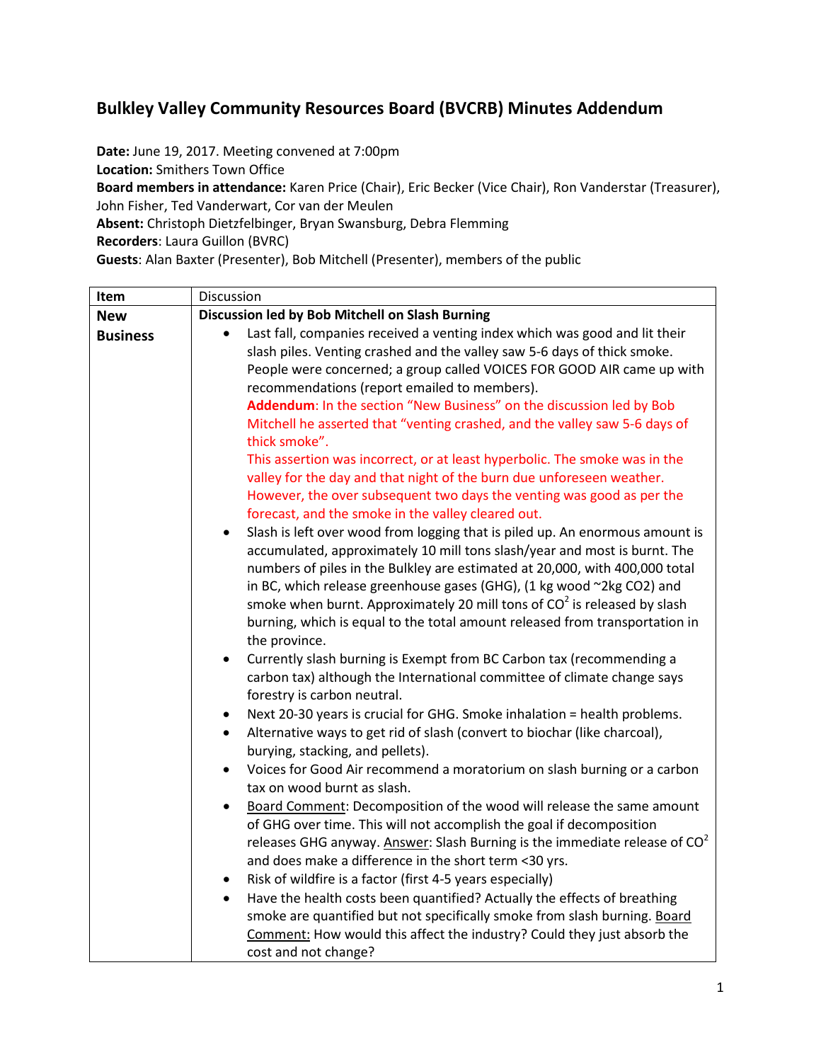# Bulkley Valley Community Resources Board (BVCRB) Minutes Addendum

**Date:** June 19, 2017. Meeting convened at 7:00pm
**Location:** Smithers Town Office
**Board members in attendance:** Karen Price (Chair), Eric Becker (Vice Chair), Ron Vanderstar (Treasurer), John Fisher, Ted Vanderwart, Cor van der Meulen
**Absent:** Christoph Dietzfelbinger, Bryan Swansburg, Debra Flemming
**Recorders**: Laura Guillon (BVRC)
**Guests**: Alan Baxter (Presenter), Bob Mitchell (Presenter), members of the public

| Item | Discussion |
|---|---|
| **New Business** | **Discussion led by Bob Mitchell on Slash Burning**<br>• Last fall, companies received a venting index which was good and lit their slash piles. Venting crashed and the valley saw 5-6 days of thick smoke. People were concerned; a group called VOICES FOR GOOD AIR came up with recommendations (report emailed to members).<br>**Addendum**: In the section "New Business" on the discussion led by Bob Mitchell he asserted that "venting crashed, and the valley saw 5-6 days of thick smoke".<br>This assertion was incorrect, or at least hyperbolic. The smoke was in the valley for the day and that night of the burn due unforeseen weather. However, the over subsequent two days the venting was good as per the forecast, and the smoke in the valley cleared out.<br>• Slash is left over wood from logging that is piled up. An enormous amount is accumulated, approximately 10 mill tons slash/year and most is burnt. The numbers of piles in the Bulkley are estimated at 20,000, with 400,000 total in BC, which release greenhouse gases (GHG), (1 kg wood ~2kg CO2) and smoke when burnt. Approximately 20 mill tons of $CO^2$ is released by slash burning, which is equal to the total amount released from transportation in the province.<br>• Currently slash burning is Exempt from BC Carbon tax (recommending a carbon tax) although the International committee of climate change says forestry is carbon neutral.<br>• Next 20-30 years is crucial for GHG. Smoke inhalation = health problems.<br>• Alternative ways to get rid of slash (convert to biochar (like charcoal), burying, stacking, and pellets).<br>• Voices for Good Air recommend a moratorium on slash burning or a carbon tax on wood burnt as slash.<br>• Board Comment: Decomposition of the wood will release the same amount of GHG over time. This will not accomplish the goal if decomposition releases GHG anyway. Answer: Slash Burning is the immediate release of $CO^2$ and does make a difference in the short term <30 yrs.<br>• Risk of wildfire is a factor (first 4-5 years especially)<br>• Have the health costs been quantified? Actually the effects of breathing smoke are quantified but not specifically smoke from slash burning. Board Comment: How would this affect the industry? Could they just absorb the cost and not change? |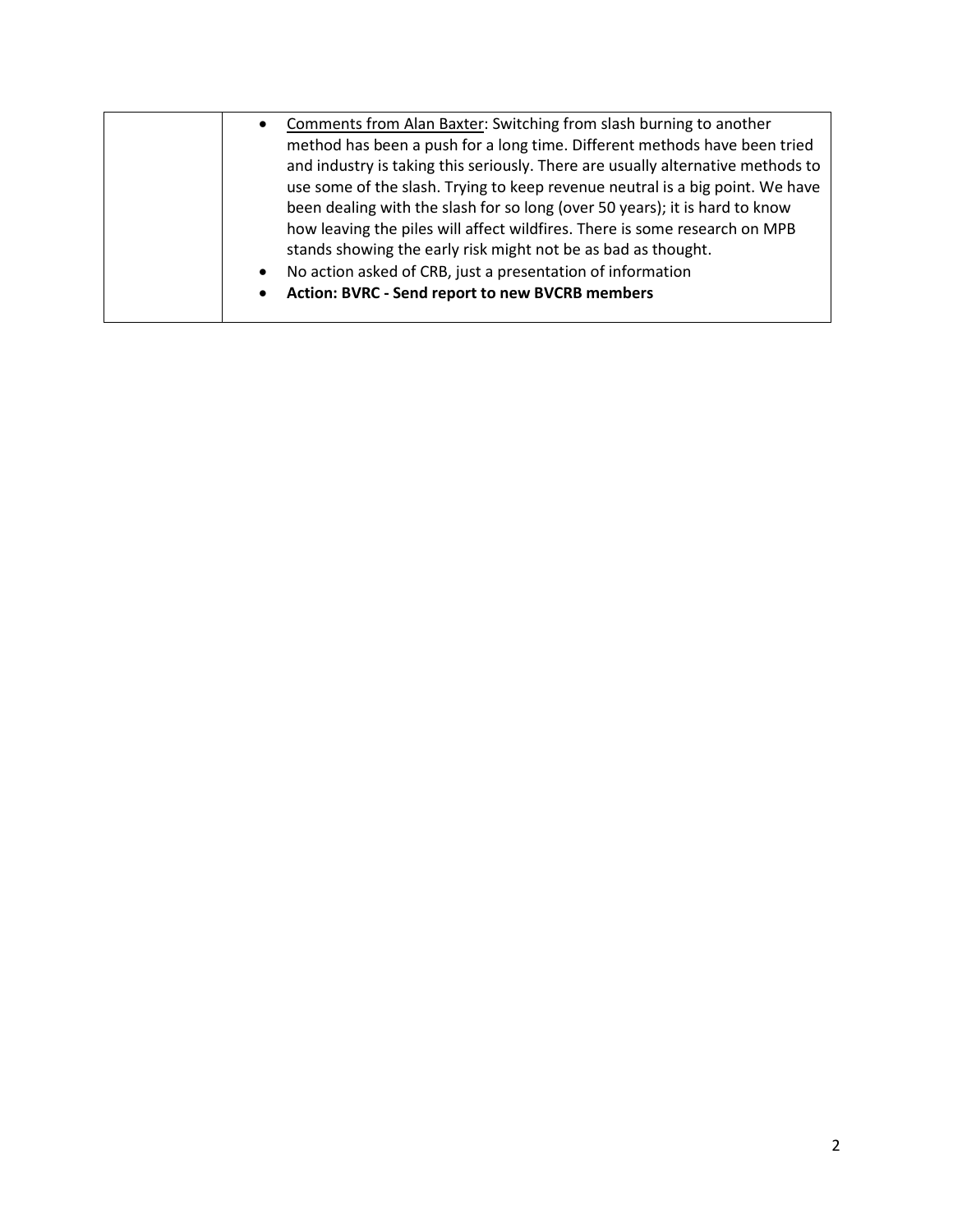| | |
|---|---|
| | • <u>Comments from Alan Baxter</u>: Switching from slash burning to another method has been a push for a long time. Different methods have been tried and industry is taking this seriously. There are usually alternative methods to use some of the slash. Trying to keep revenue neutral is a big point. We have been dealing with the slash for so long (over 50 years); it is hard to know how leaving the piles will affect wildfires. There is some research on MPB stands showing the early risk might not be as bad as thought.<br>• No action asked of CRB, just a presentation of information<br>• **Action: BVRC - Send report to new BVCRB members** |